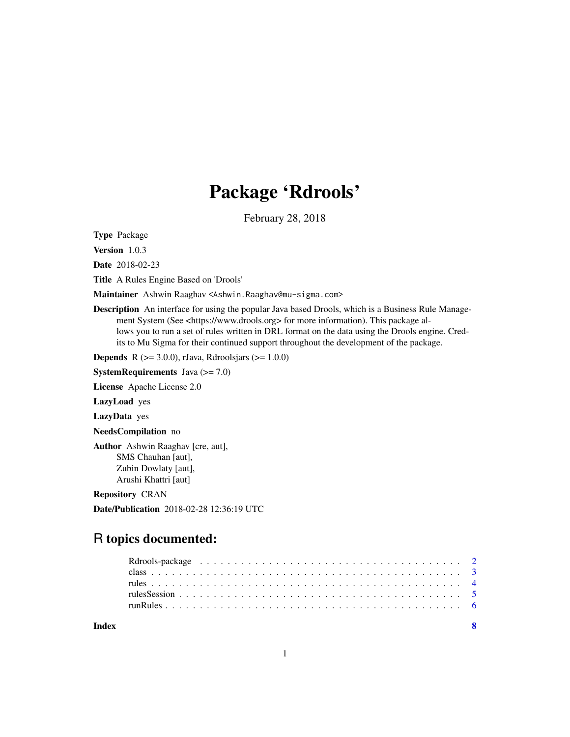# Package 'Rdrools'

February 28, 2018

**Type** Package

**Version** 1.0.3

**Date** 2018-02-23

**Title** A Rules Engine Based on 'Drools'

**Maintainer** Ashwin Raaghav <Ashwin.Raaghav@mu-sigma.com>

**Description** An interface for using the popular Java based Drools, which is a Business Rule Management System (See <https://www.drools.org> for more information). This package allows you to run a set of rules written in DRL format on the data using the Drools engine. Credits to Mu Sigma for their continued support throughout the development of the package.

**Depends** R (>= 3.0.0), rJava, Rdroolsjars (>= 1.0.0)

**SystemRequirements** Java (>= 7.0)

**License** Apache License 2.0

**LazyLoad** yes

**LazyData** yes

**NeedsCompilation** no

**Author** Ashwin Raaghav [cre, aut],
SMS Chauhan [aut],
Zubin Dowlaty [aut],
Arushi Khattri [aut]

**Repository** CRAN

**Date/Publication** 2018-02-28 12:36:19 UTC

## R topics documented:

- Rdrools-package . . . . . . . . . . . . . . . . . . . . . . . . . . . . . . . . . . . . . . . 2
- class . . . . . . . . . . . . . . . . . . . . . . . . . . . . . . . . . . . . . . . . . . . . . 3
- rules . . . . . . . . . . . . . . . . . . . . . . . . . . . . . . . . . . . . . . . . . . . . . 4
- rulesSession . . . . . . . . . . . . . . . . . . . . . . . . . . . . . . . . . . . . . . . . . 5
- runRules . . . . . . . . . . . . . . . . . . . . . . . . . . . . . . . . . . . . . . . . . . . 6

**Index** 8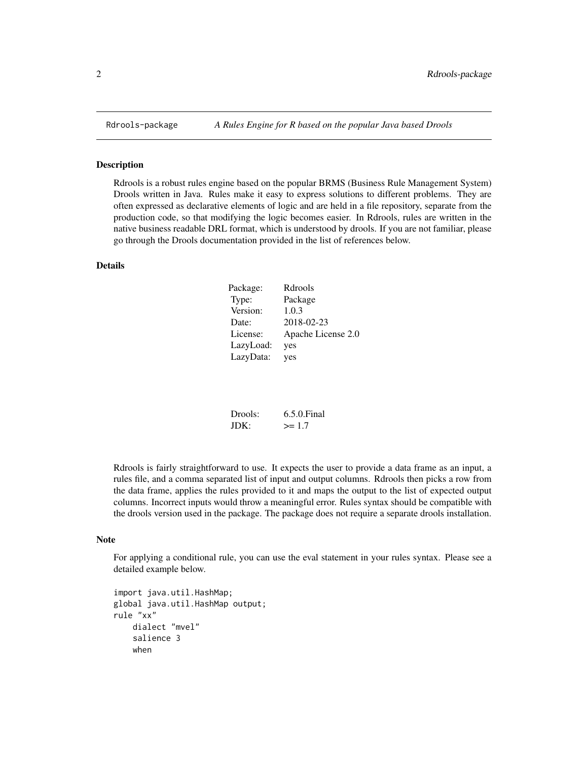# Rdrools-package — *A Rules Engine for R based on the popular Java based Drools*

## Description

Rdrools is a robust rules engine based on the popular BRMS (Business Rule Management System) Drools written in Java. Rules make it easy to express solutions to different problems. They are often expressed as declarative elements of logic and are held in a file repository, separate from the production code, so that modifying the logic becomes easier. In Rdrools, rules are written in the native business readable DRL format, which is understood by drools. If you are not familiar, please go through the Drools documentation provided in the list of references below.

## Details

| | |
|---|---|
| Package: | Rdrools |
| Type: | Package |
| Version: | 1.0.3 |
| Date: | 2018-02-23 |
| License: | Apache License 2.0 |
| LazyLoad: | yes |
| LazyData: | yes |

| | |
|---|---|
| Drools: | 6.5.0.Final |
| JDK: | >= 1.7 |

Rdrools is fairly straightforward to use. It expects the user to provide a data frame as an input, a rules file, and a comma separated list of input and output columns. Rdrools then picks a row from the data frame, applies the rules provided to it and maps the output to the list of expected output columns. Incorrect inputs would throw a meaningful error. Rules syntax should be compatible with the drools version used in the package. The package does not require a separate drools installation.

## Note

For applying a conditional rule, you can use the eval statement in your rules syntax. Please see a detailed example below.

```
import java.util.HashMap;
global java.util.HashMap output;
rule "xx"
    dialect "mvel"
    salience 3
    when
```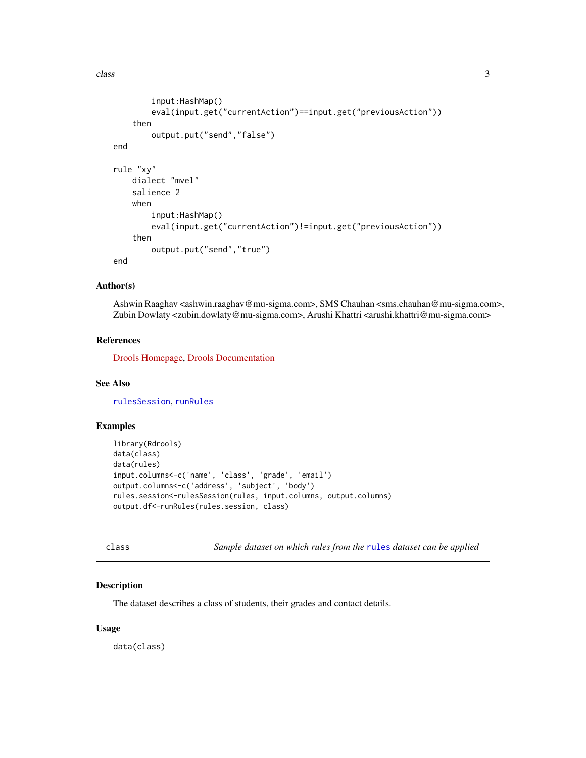```
        input:HashMap()
        eval(input.get("currentAction")==input.get("previousAction"))
    then
        output.put("send","false")
end

rule "xy"
    dialect "mvel"
    salience 2
    when
        input:HashMap()
        eval(input.get("currentAction")!=input.get("previousAction"))
    then
        output.put("send","true")
end
```

### Author(s)

Ashwin Raaghav <ashwin.raaghav@mu-sigma.com>, SMS Chauhan <sms.chauhan@mu-sigma.com>, Zubin Dowlaty <zubin.dowlaty@mu-sigma.com>, Arushi Khattri <arushi.khattri@mu-sigma.com>

### References

Drools Homepage, Drools Documentation

### See Also

rulesSession, runRules

### Examples

```
library(Rdrools)
data(class)
data(rules)
input.columns<-c('name', 'class', 'grade', 'email')
output.columns<-c('address', 'subject', 'body')
rules.session<-rulesSession(rules, input.columns, output.columns)
output.df<-runRules(rules.session, class)
```

---

## class — *Sample dataset on which rules from the rules dataset can be applied*

### Description

The dataset describes a class of students, their grades and contact details.

### Usage

```
data(class)
```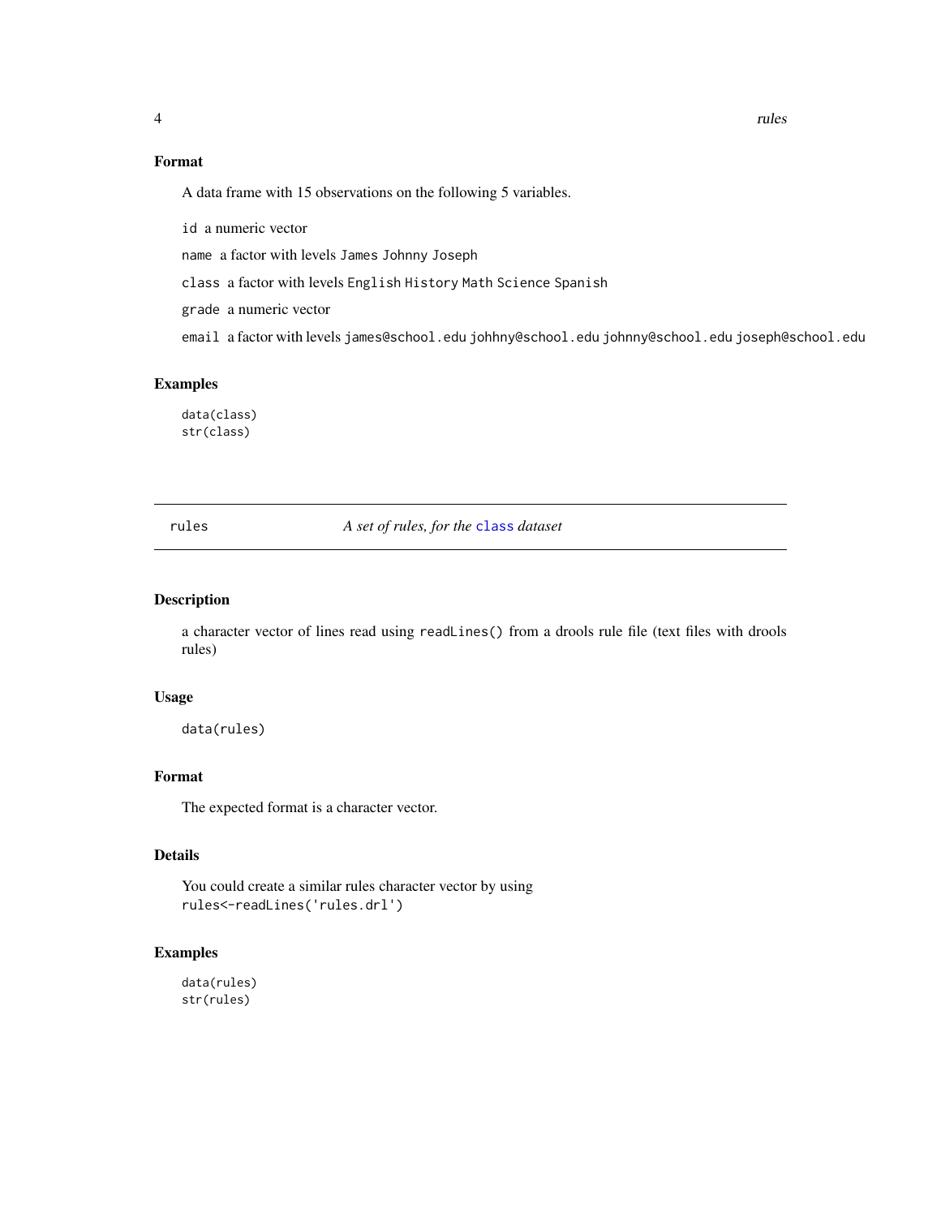### Format

A data frame with 15 observations on the following 5 variables.

`id` a numeric vector

`name` a factor with levels `James` `Johnny` `Joseph`

`class` a factor with levels `English` `History` `Math` `Science` `Spanish`

`grade` a numeric vector

`email` a factor with levels `james@school.edu` `johhny@school.edu` `johnny@school.edu` `joseph@school.edu`

### Examples

```
data(class)
str(class)
```

---

## rules — *A set of rules, for the `class` dataset*

### Description

a character vector of lines read using `readLines()` from a drools rule file (text files with drools rules)

### Usage

```
data(rules)
```

### Format

The expected format is a character vector.

### Details

You could create a similar rules character vector by using
`rules<-readLines('rules.drl')`

### Examples

```
data(rules)
str(rules)
```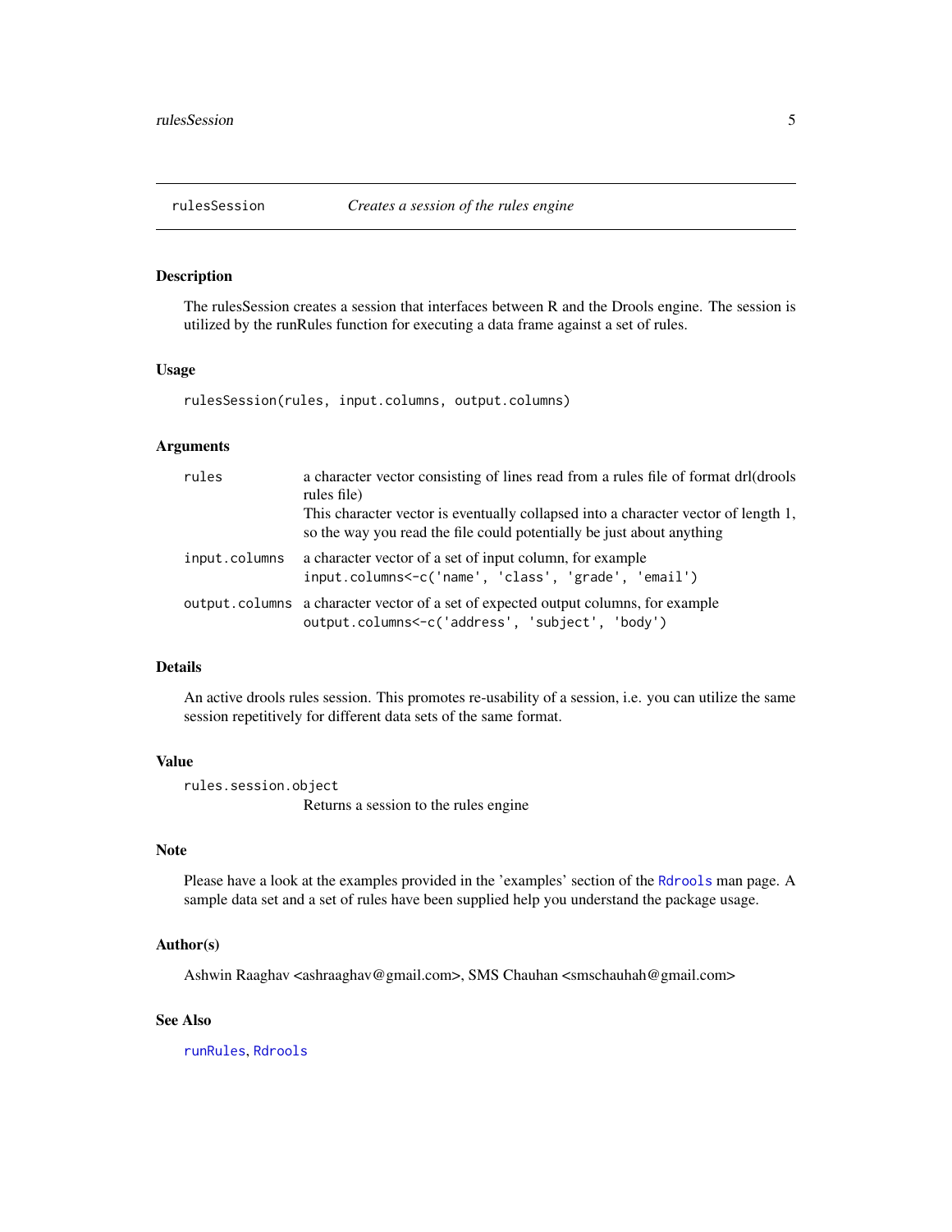## rulesSession — *Creates a session of the rules engine*

### Description

The rulesSession creates a session that interfaces between R and the Drools engine. The session is utilized by the runRules function for executing a data frame against a set of rules.

### Usage

```
rulesSession(rules, input.columns, output.columns)
```

### Arguments

| | |
|---|---|
| `rules` | a character vector consisting of lines read from a rules file of format drl(drools rules file)<br>This character vector is eventually collapsed into a character vector of length 1, so the way you read the file could potentially be just about anything |
| `input.columns` | a character vector of a set of input column, for example<br>`input.columns<-c('name', 'class', 'grade', 'email')` |
| `output.columns` | a character vector of a set of expected output columns, for example<br>`output.columns<-c('address', 'subject', 'body')` |

### Details

An active drools rules session. This promotes re-usability of a session, i.e. you can utilize the same session repetitively for different data sets of the same format.

### Value

`rules.session.object`
: Returns a session to the rules engine

### Note

Please have a look at the examples provided in the 'examples' section of the `Rdrools` man page. A sample data set and a set of rules have been supplied help you understand the package usage.

### Author(s)

Ashwin Raaghav <ashraaghav@gmail.com>, SMS Chauhan <smschauhah@gmail.com>

### See Also

`runRules`, `Rdrools`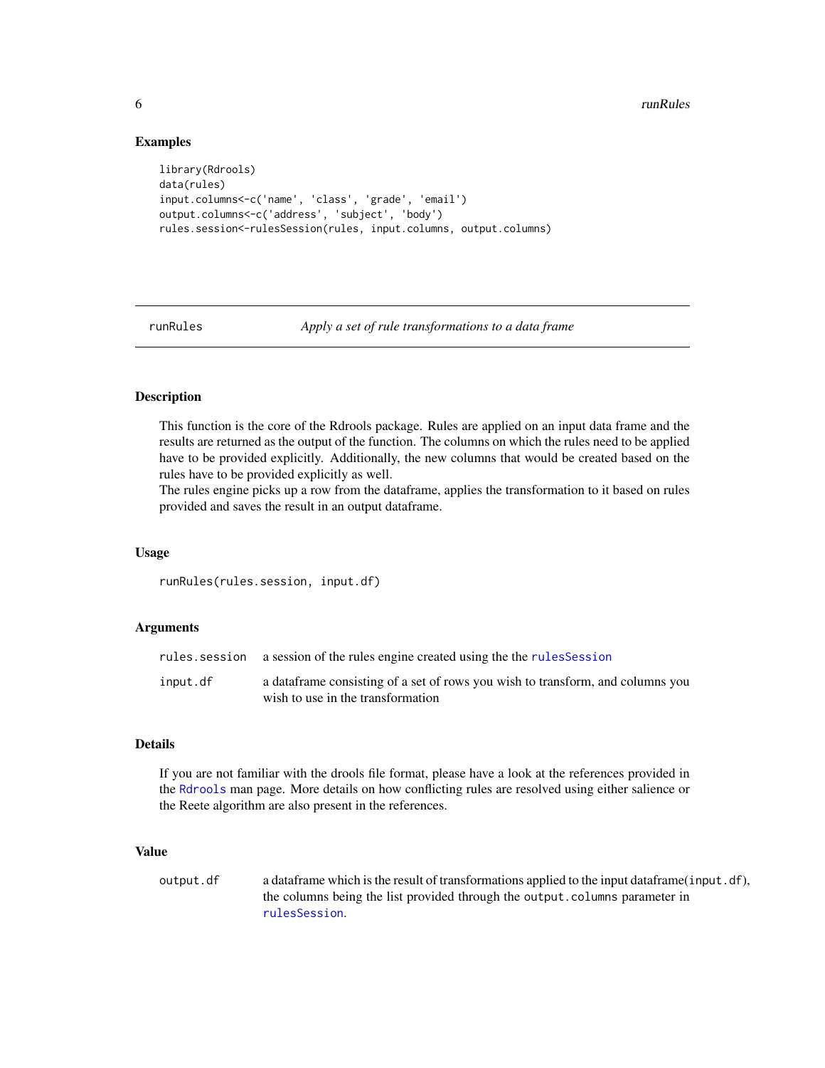### Examples

```
library(Rdrools)
data(rules)
input.columns<-c('name', 'class', 'grade', 'email')
output.columns<-c('address', 'subject', 'body')
rules.session<-rulesSession(rules, input.columns, output.columns)
```

---

## runRules    *Apply a set of rule transformations to a data frame*

---

### Description

This function is the core of the Rdrools package. Rules are applied on an input data frame and the results are returned as the output of the function. The columns on which the rules need to be applied have to be provided explicitly. Additionally, the new columns that would be created based on the rules have to be provided explicitly as well.
The rules engine picks up a row from the dataframe, applies the transformation to it based on rules provided and saves the result in an output dataframe.

### Usage

```
runRules(rules.session, input.df)
```

### Arguments

| | |
|---|---|
| `rules.session` | a session of the rules engine created using the the `rulesSession` |
| `input.df` | a dataframe consisting of a set of rows you wish to transform, and columns you wish to use in the transformation |

### Details

If you are not familiar with the drools file format, please have a look at the references provided in the `Rdrools` man page. More details on how conflicting rules are resolved using either salience or the Reete algorithm are also present in the references.

### Value

| | |
|---|---|
| `output.df` | a dataframe which is the result of transformations applied to the input dataframe(`input.df`), the columns being the list provided through the `output.columns` parameter in `rulesSession`. |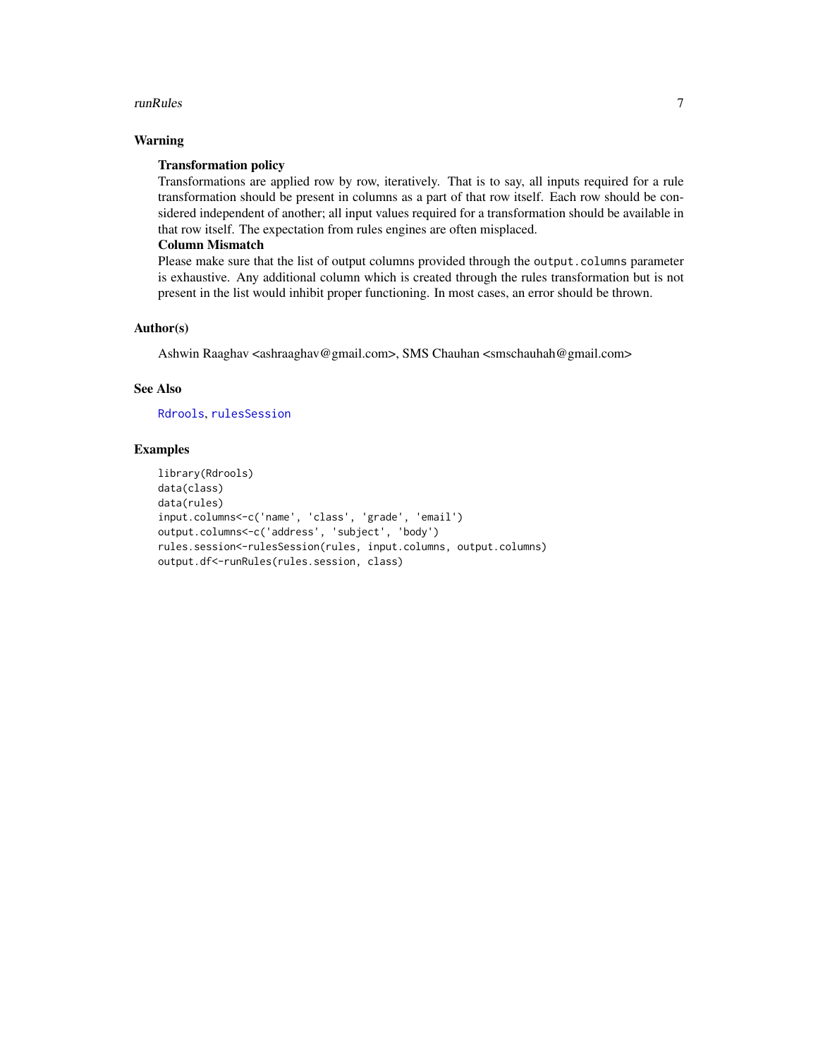## Warning

**Transformation policy**

Transformations are applied row by row, iteratively. That is to say, all inputs required for a rule transformation should be present in columns as a part of that row itself. Each row should be considered independent of another; all input values required for a transformation should be available in that row itself. The expectation from rules engines are often misplaced.

**Column Mismatch**

Please make sure that the list of output columns provided through the `output.columns` parameter is exhaustive. Any additional column which is created through the rules transformation but is not present in the list would inhibit proper functioning. In most cases, an error should be thrown.

## Author(s)

Ashwin Raaghav <ashraaghav@gmail.com>, SMS Chauhan <smschauhah@gmail.com>

## See Also

`Rdrools`, `rulesSession`

## Examples

```
library(Rdrools)
data(class)
data(rules)
input.columns<-c('name', 'class', 'grade', 'email')
output.columns<-c('address', 'subject', 'body')
rules.session<-rulesSession(rules, input.columns, output.columns)
output.df<-runRules(rules.session, class)
```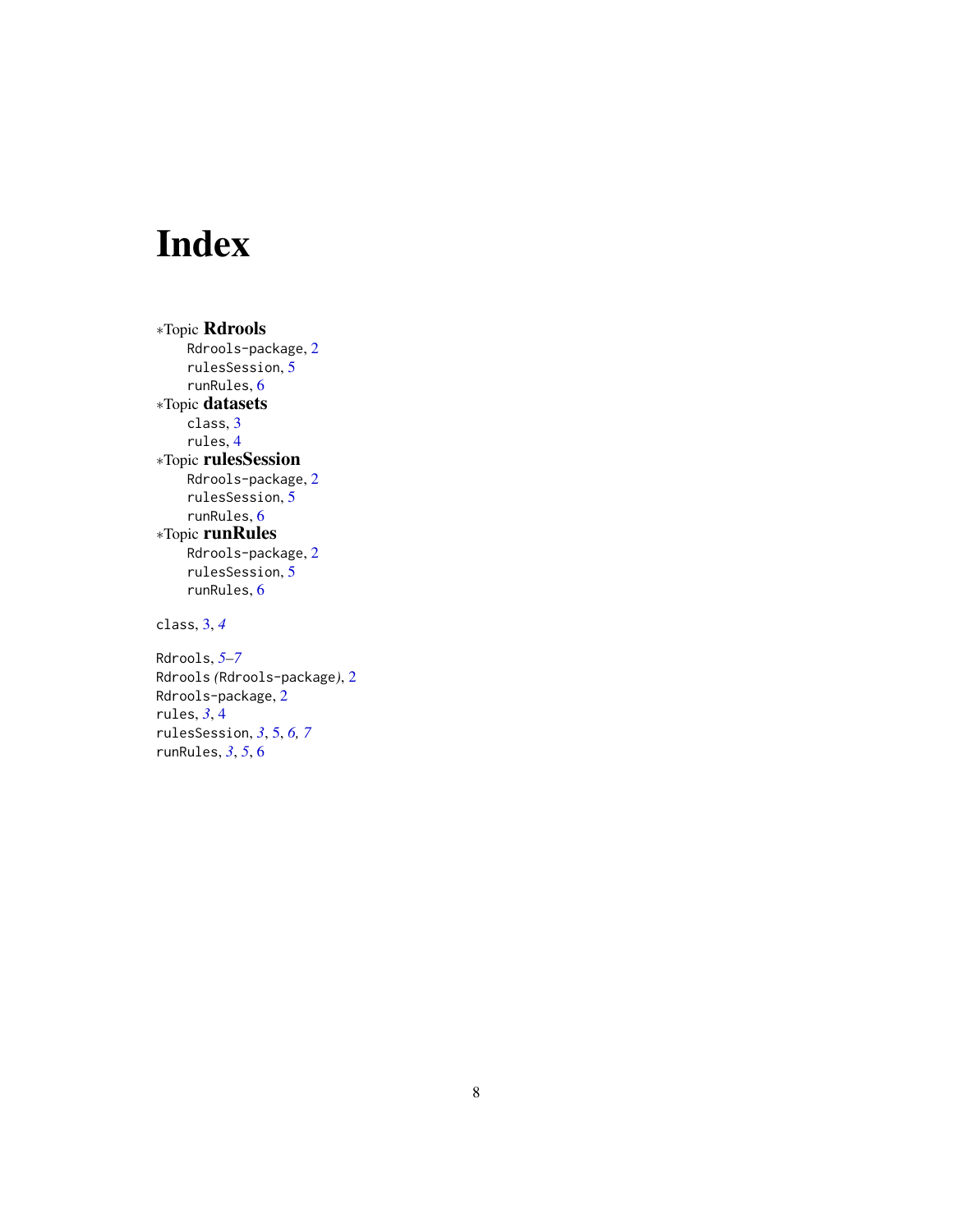# Index

∗Topic **Rdrools**
  Rdrools-package, 2
  rulesSession, 5
  runRules, 6

∗Topic **datasets**
  class, 3
  rules, 4

∗Topic **rulesSession**
  Rdrools-package, 2
  rulesSession, 5
  runRules, 6

∗Topic **runRules**
  Rdrools-package, 2
  rulesSession, 5
  runRules, 6

class, 3, *4*

Rdrools, *5–7*
Rdrools *(*Rdrools-package*)*, 2
Rdrools-package, 2
rules, *3*, 4
rulesSession, *3*, 5, *6, 7*
runRules, *3*, *5*, 6